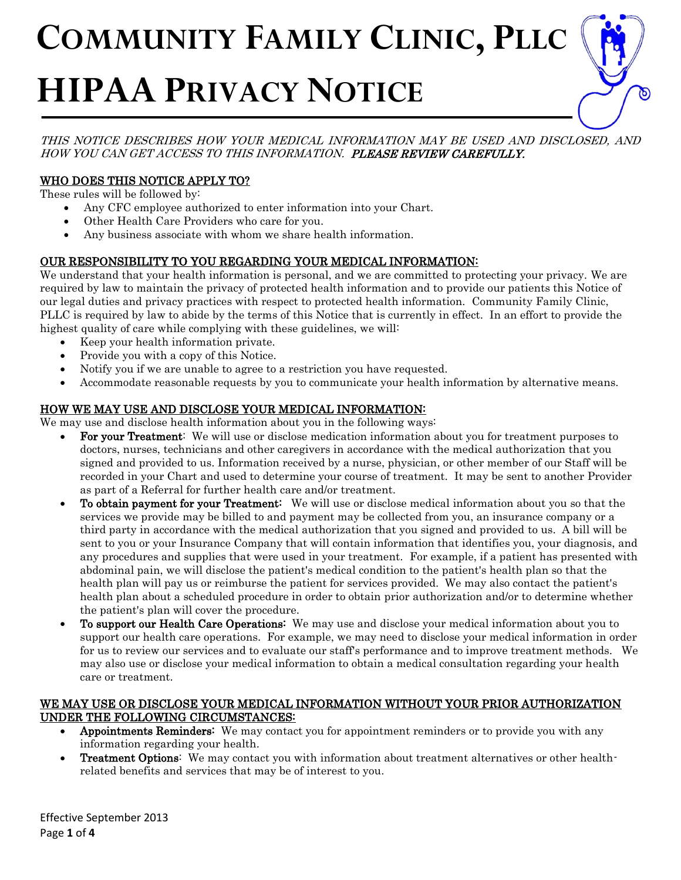# COMMUNITY FAMILY CLINIC, PLLC

# HIPAA PRIVACY NOTICE

*THIS NOTICE DESCRIBES HOW YOUR MEDICAL INFORMATION MAY BE USED AND DISCLOSED, AND HOW YOU CAN GET ACCESS TO THIS INFORMATION.* ***PLEASE REVIEW CAREFULLY.***

## WHO DOES THIS NOTICE APPLY TO?

These rules will be followed by:

- Any CFC employee authorized to enter information into your Chart.
- Other Health Care Providers who care for you.
- Any business associate with whom we share health information.

## OUR RESPONSIBILITY TO YOU REGARDING YOUR MEDICAL INFORMATION:

We understand that your health information is personal, and we are committed to protecting your privacy. We are required by law to maintain the privacy of protected health information and to provide our patients this Notice of our legal duties and privacy practices with respect to protected health information. Community Family Clinic, PLLC is required by law to abide by the terms of this Notice that is currently in effect. In an effort to provide the highest quality of care while complying with these guidelines, we will:

- Keep your health information private.
- Provide you with a copy of this Notice.
- Notify you if we are unable to agree to a restriction you have requested.
- Accommodate reasonable requests by you to communicate your health information by alternative means.

## HOW WE MAY USE AND DISCLOSE YOUR MEDICAL INFORMATION:

We may use and disclose health information about you in the following ways:

- **For your Treatment**: We will use or disclose medication information about you for treatment purposes to doctors, nurses, technicians and other caregivers in accordance with the medical authorization that you signed and provided to us. Information received by a nurse, physician, or other member of our Staff will be recorded in your Chart and used to determine your course of treatment. It may be sent to another Provider as part of a Referral for further health care and/or treatment.
- **To obtain payment for your Treatment:** We will use or disclose medical information about you so that the services we provide may be billed to and payment may be collected from you, an insurance company or a third party in accordance with the medical authorization that you signed and provided to us. A bill will be sent to you or your Insurance Company that will contain information that identifies you, your diagnosis, and any procedures and supplies that were used in your treatment. For example, if a patient has presented with abdominal pain, we will disclose the patient's medical condition to the patient's health plan so that the health plan will pay us or reimburse the patient for services provided. We may also contact the patient's health plan about a scheduled procedure in order to obtain prior authorization and/or to determine whether the patient's plan will cover the procedure.
- **To support our Health Care Operations:** We may use and disclose your medical information about you to support our health care operations. For example, we may need to disclose your medical information in order for us to review our services and to evaluate our staff's performance and to improve treatment methods. We may also use or disclose your medical information to obtain a medical consultation regarding your health care or treatment.

## WE MAY USE OR DISCLOSE YOUR MEDICAL INFORMATION WITHOUT YOUR PRIOR AUTHORIZATION UNDER THE FOLLOWING CIRCUMSTANCES:

- **Appointments Reminders:** We may contact you for appointment reminders or to provide you with any information regarding your health.
- **Treatment Options**: We may contact you with information about treatment alternatives or other health-related benefits and services that may be of interest to you.

Effective September 2013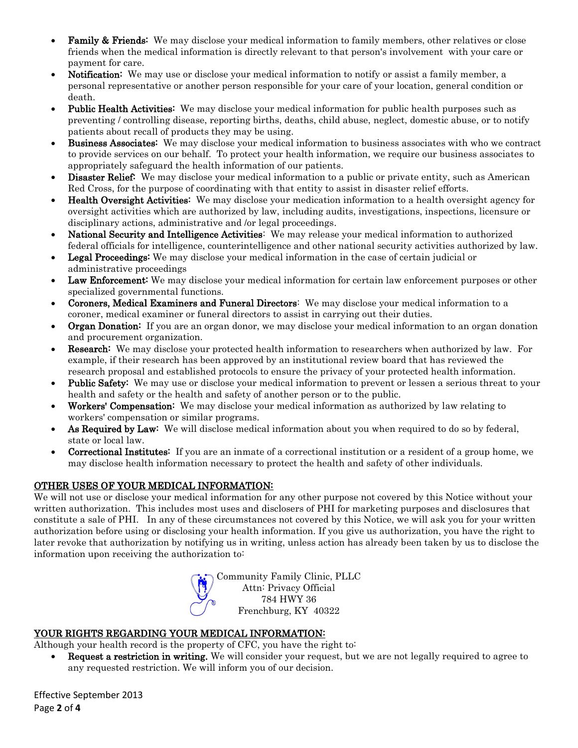- **Family & Friends:** We may disclose your medical information to family members, other relatives or close friends when the medical information is directly relevant to that person's involvement with your care or payment for care.
- **Notification:** We may use or disclose your medical information to notify or assist a family member, a personal representative or another person responsible for your care of your location, general condition or death.
- **Public Health Activities:** We may disclose your medical information for public health purposes such as preventing / controlling disease, reporting births, deaths, child abuse, neglect, domestic abuse, or to notify patients about recall of products they may be using.
- **Business Associates:** We may disclose your medical information to business associates with who we contract to provide services on our behalf. To protect your health information, we require our business associates to appropriately safeguard the health information of our patients.
- **Disaster Relief:** We may disclose your medical information to a public or private entity, such as American Red Cross, for the purpose of coordinating with that entity to assist in disaster relief efforts.
- **Health Oversight Activities:** We may disclose your medication information to a health oversight agency for oversight activities which are authorized by law, including audits, investigations, inspections, licensure or disciplinary actions, administrative and /or legal proceedings.
- **National Security and Intelligence Activities**: We may release your medical information to authorized federal officials for intelligence, counterintelligence and other national security activities authorized by law.
- **Legal Proceedings:** We may disclose your medical information in the case of certain judicial or administrative proceedings
- **Law Enforcement:** We may disclose your medical information for certain law enforcement purposes or other specialized governmental functions.
- **Coroners, Medical Examiners and Funeral Directors**: We may disclose your medical information to a coroner, medical examiner or funeral directors to assist in carrying out their duties.
- **Organ Donation:** If you are an organ donor, we may disclose your medical information to an organ donation and procurement organization.
- **Research:** We may disclose your protected health information to researchers when authorized by law. For example, if their research has been approved by an institutional review board that has reviewed the research proposal and established protocols to ensure the privacy of your protected health information.
- **Public Safety:** We may use or disclose your medical information to prevent or lessen a serious threat to your health and safety or the health and safety of another person or to the public.
- **Workers' Compensation:** We may disclose your medical information as authorized by law relating to workers' compensation or similar programs.
- **As Required by Law:** We will disclose medical information about you when required to do so by federal, state or local law.
- **Correctional Institutes:** If you are an inmate of a correctional institution or a resident of a group home, we may disclose health information necessary to protect the health and safety of other individuals.

## OTHER USES OF YOUR MEDICAL INFORMATION:

We will not use or disclose your medical information for any other purpose not covered by this Notice without your written authorization. This includes most uses and disclosers of PHI for marketing purposes and disclosures that constitute a sale of PHI. In any of these circumstances not covered by this Notice, we will ask you for your written authorization before using or disclosing your health information. If you give us authorization, you have the right to later revoke that authorization by notifying us in writing, unless action has already been taken by us to disclose the information upon receiving the authorization to:

Community Family Clinic, PLLC
Attn: Privacy Official
784 HWY 36
Frenchburg, KY 40322

## YOUR RIGHTS REGARDING YOUR MEDICAL INFORMATION:

Although your health record is the property of CFC, you have the right to:

- **Request a restriction in writing.** We will consider your request, but we are not legally required to agree to any requested restriction. We will inform you of our decision.

Effective September 2013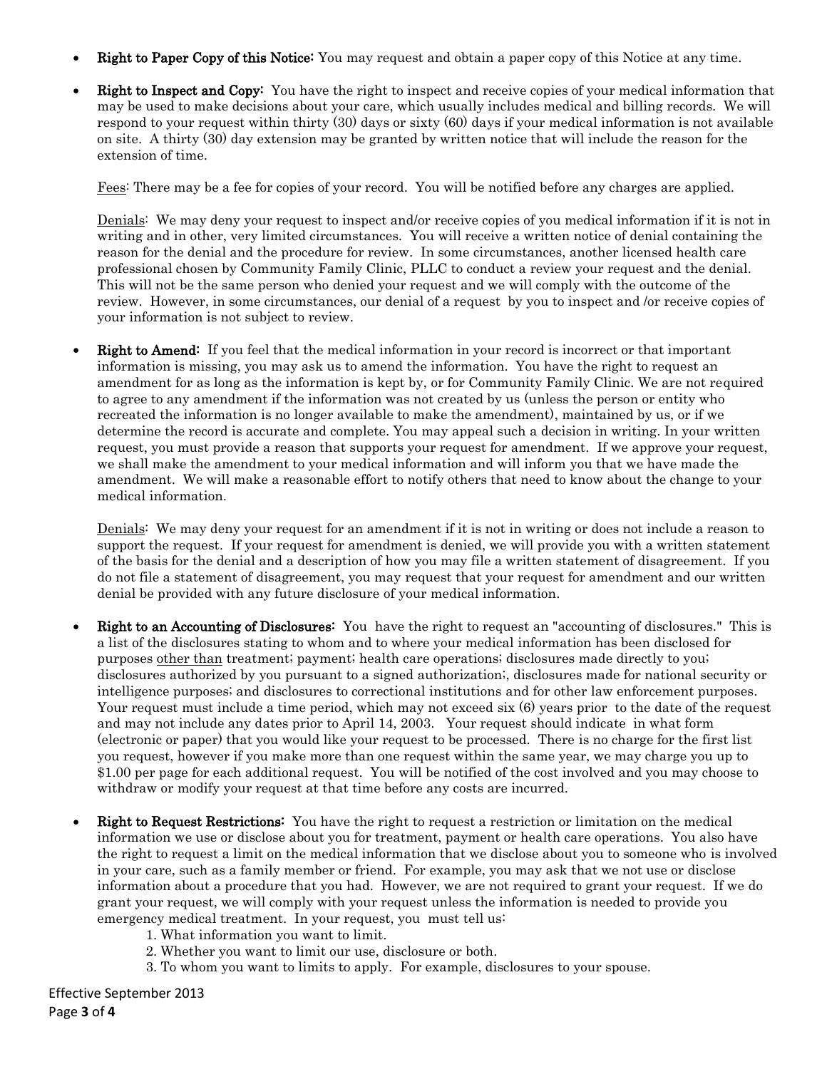- **Right to Paper Copy of this Notice:** You may request and obtain a paper copy of this Notice at any time.

- **Right to Inspect and Copy:** You have the right to inspect and receive copies of your medical information that may be used to make decisions about your care, which usually includes medical and billing records. We will respond to your request within thirty (30) days or sixty (60) days if your medical information is not available on site. A thirty (30) day extension may be granted by written notice that will include the reason for the extension of time.

  Fees: There may be a fee for copies of your record. You will be notified before any charges are applied.

  Denials: We may deny your request to inspect and/or receive copies of you medical information if it is not in writing and in other, very limited circumstances. You will receive a written notice of denial containing the reason for the denial and the procedure for review. In some circumstances, another licensed health care professional chosen by Community Family Clinic, PLLC to conduct a review your request and the denial. This will not be the same person who denied your request and we will comply with the outcome of the review. However, in some circumstances, our denial of a request by you to inspect and /or receive copies of your information is not subject to review.

- **Right to Amend:** If you feel that the medical information in your record is incorrect or that important information is missing, you may ask us to amend the information. You have the right to request an amendment for as long as the information is kept by, or for Community Family Clinic. We are not required to agree to any amendment if the information was not created by us (unless the person or entity who recreated the information is no longer available to make the amendment), maintained by us, or if we determine the record is accurate and complete. You may appeal such a decision in writing. In your written request, you must provide a reason that supports your request for amendment. If we approve your request, we shall make the amendment to your medical information and will inform you that we have made the amendment. We will make a reasonable effort to notify others that need to know about the change to your medical information.

  Denials: We may deny your request for an amendment if it is not in writing or does not include a reason to support the request. If your request for amendment is denied, we will provide you with a written statement of the basis for the denial and a description of how you may file a written statement of disagreement. If you do not file a statement of disagreement, you may request that your request for amendment and our written denial be provided with any future disclosure of your medical information.

- **Right to an Accounting of Disclosures:** You have the right to request an "accounting of disclosures." This is a list of the disclosures stating to whom and to where your medical information has been disclosed for purposes other than treatment; payment; health care operations; disclosures made directly to you; disclosures authorized by you pursuant to a signed authorization;, disclosures made for national security or intelligence purposes; and disclosures to correctional institutions and for other law enforcement purposes. Your request must include a time period, which may not exceed six (6) years prior to the date of the request and may not include any dates prior to April 14, 2003. Your request should indicate in what form (electronic or paper) that you would like your request to be processed. There is no charge for the first list you request, however if you make more than one request within the same year, we may charge you up to $1.00 per page for each additional request. You will be notified of the cost involved and you may choose to withdraw or modify your request at that time before any costs are incurred.

- **Right to Request Restrictions:** You have the right to request a restriction or limitation on the medical information we use or disclose about you for treatment, payment or health care operations. You also have the right to request a limit on the medical information that we disclose about you to someone who is involved in your care, such as a family member or friend. For example, you may ask that we not use or disclose information about a procedure that you had. However, we are not required to grant your request. If we do grant your request, we will comply with your request unless the information is needed to provide you emergency medical treatment. In your request, you must tell us:
  1. What information you want to limit.
  2. Whether you want to limit our use, disclosure or both.
  3. To whom you want to limits to apply. For example, disclosures to your spouse.

Effective September 2013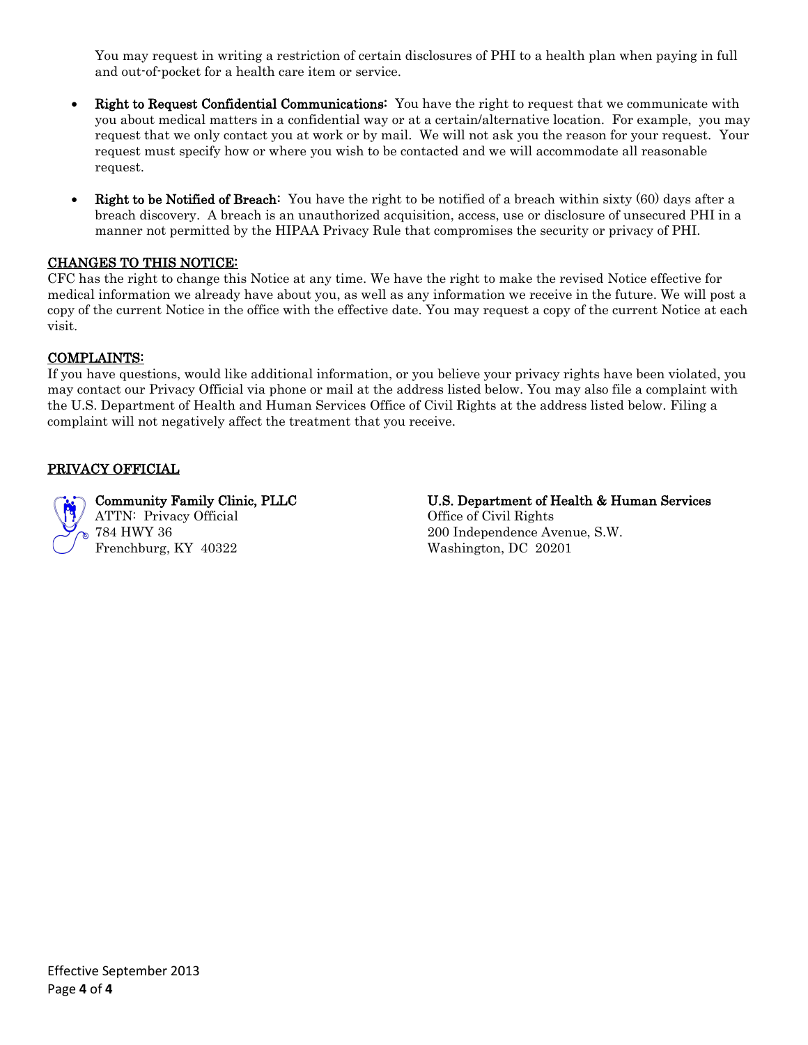You may request in writing a restriction of certain disclosures of PHI to a health plan when paying in full and out-of-pocket for a health care item or service.

- **Right to Request Confidential Communications:** You have the right to request that we communicate with you about medical matters in a confidential way or at a certain/alternative location. For example, you may request that we only contact you at work or by mail. We will not ask you the reason for your request. Your request must specify how or where you wish to be contacted and we will accommodate all reasonable request.

- **Right to be Notified of Breach:** You have the right to be notified of a breach within sixty (60) days after a breach discovery. A breach is an unauthorized acquisition, access, use or disclosure of unsecured PHI in a manner not permitted by the HIPAA Privacy Rule that compromises the security or privacy of PHI.

## CHANGES TO THIS NOTICE:

CFC has the right to change this Notice at any time. We have the right to make the revised Notice effective for medical information we already have about you, as well as any information we receive in the future. We will post a copy of the current Notice in the office with the effective date. You may request a copy of the current Notice at each visit.

## COMPLAINTS:

If you have questions, would like additional information, or you believe your privacy rights have been violated, you may contact our Privacy Official via phone or mail at the address listed below. You may also file a complaint with the U.S. Department of Health and Human Services Office of Civil Rights at the address listed below. Filing a complaint will not negatively affect the treatment that you receive.

## PRIVACY OFFICIAL

**Community Family Clinic, PLLC**
ATTN: Privacy Official
784 HWY 36
Frenchburg, KY 40322

**U.S. Department of Health & Human Services**
Office of Civil Rights
200 Independence Avenue, S.W.
Washington, DC 20201

Effective September 2013